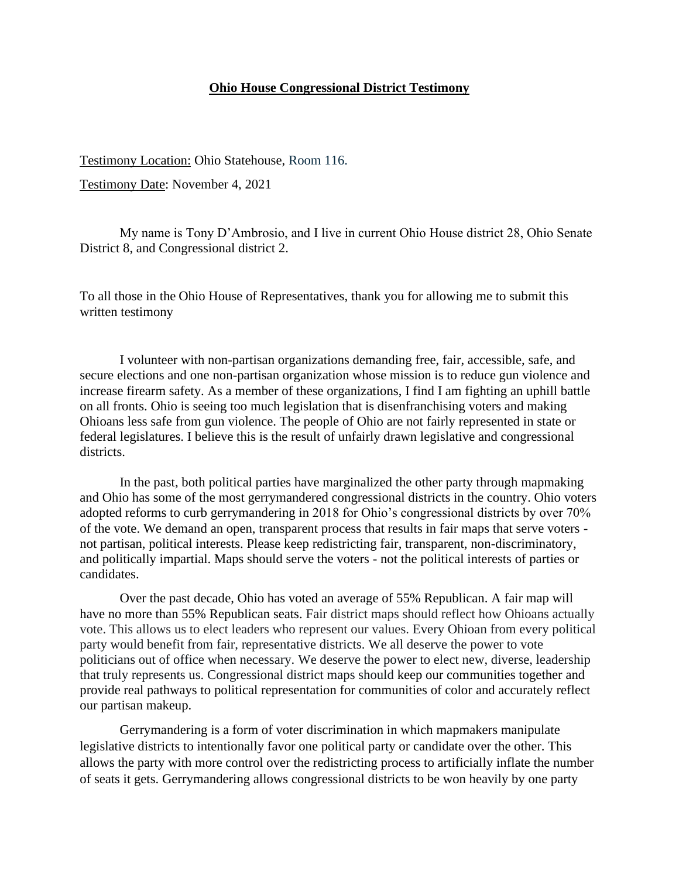# **Ohio House Congressional District Testimony**

Testimony Location: Ohio Statehouse, Room 116.

Testimony Date: November 4, 2021

My name is Tony D'Ambrosio, and I live in current Ohio House district 28, Ohio Senate District 8, and Congressional district 2.

To all those in the Ohio House of Representatives, thank you for allowing me to submit this written testimony

I volunteer with non-partisan organizations demanding free, fair, accessible, safe, and secure elections and one non-partisan organization whose mission is to reduce gun violence and increase firearm safety. As a member of these organizations, I find I am fighting an uphill battle on all fronts. Ohio is seeing too much legislation that is disenfranchising voters and making Ohioans less safe from gun violence. The people of Ohio are not fairly represented in state or federal legislatures. I believe this is the result of unfairly drawn legislative and congressional districts.

In the past, both political parties have marginalized the other party through mapmaking and Ohio has some of the most gerrymandered congressional districts in the country. Ohio voters adopted reforms to curb gerrymandering in 2018 for Ohio's congressional districts by over 70% of the vote. We demand an open, transparent process that results in fair maps that serve voters - not partisan, political interests. Please keep redistricting fair, transparent, non-discriminatory, and politically impartial. Maps should serve the voters - not the political interests of parties or candidates.

Over the past decade, Ohio has voted an average of 55% Republican. A fair map will have no more than 55% Republican seats. Fair district maps should reflect how Ohioans actually vote. This allows us to elect leaders who represent our values. Every Ohioan from every political party would benefit from fair, representative districts. We all deserve the power to vote politicians out of office when necessary. We deserve the power to elect new, diverse, leadership that truly represents us. Congressional district maps should keep our communities together and provide real pathways to political representation for communities of color and accurately reflect our partisan makeup.

Gerrymandering is a form of voter discrimination in which mapmakers manipulate legislative districts to intentionally favor one political party or candidate over the other. This allows the party with more control over the redistricting process to artificially inflate the number of seats it gets. Gerrymandering allows congressional districts to be won heavily by one party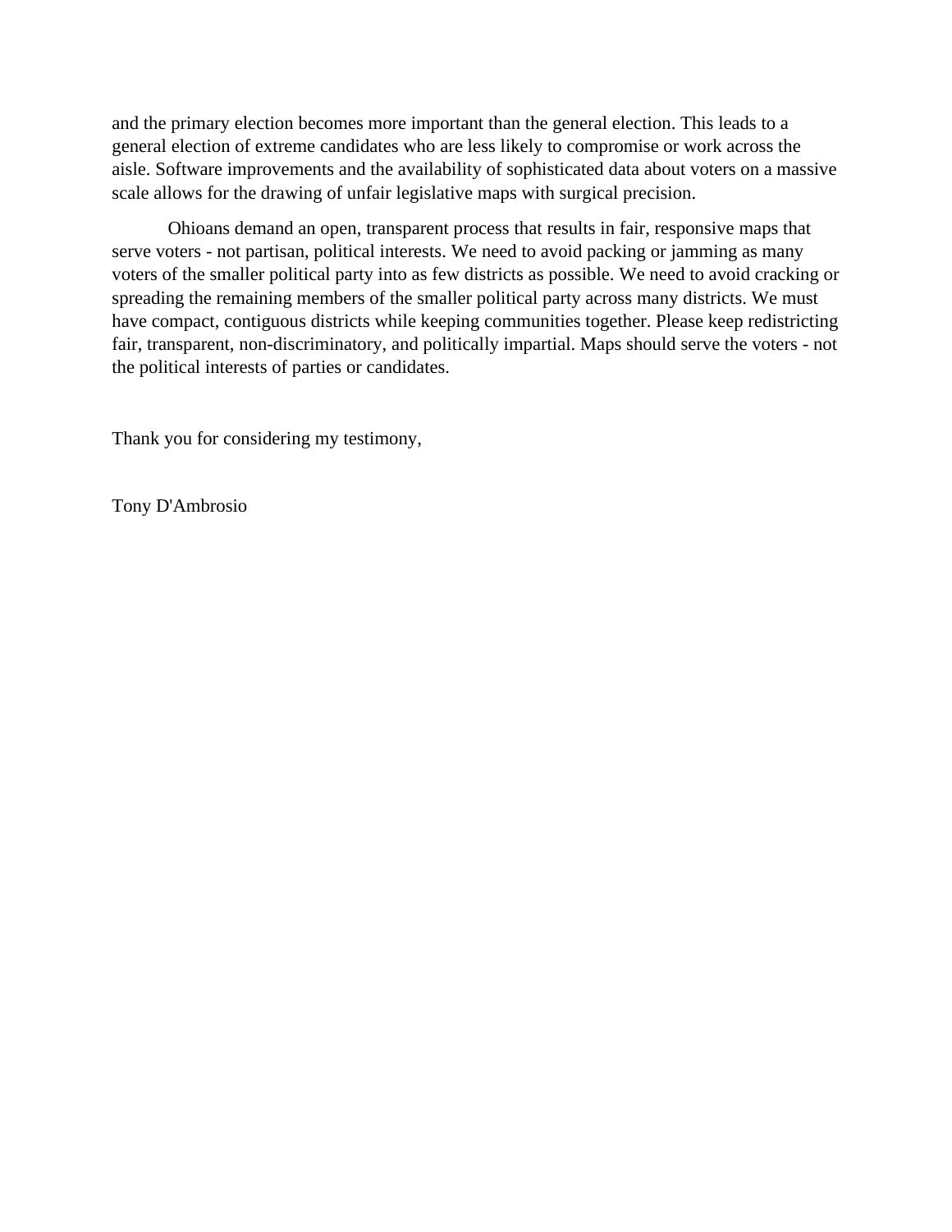and the primary election becomes more important than the general election. This leads to a general election of extreme candidates who are less likely to compromise or work across the aisle. Software improvements and the availability of sophisticated data about voters on a massive scale allows for the drawing of unfair legislative maps with surgical precision.

Ohioans demand an open, transparent process that results in fair, responsive maps that serve voters - not partisan, political interests. We need to avoid packing or jamming as many voters of the smaller political party into as few districts as possible. We need to avoid cracking or spreading the remaining members of the smaller political party across many districts. We must have compact, contiguous districts while keeping communities together. Please keep redistricting fair, transparent, non-discriminatory, and politically impartial. Maps should serve the voters - not the political interests of parties or candidates.

Thank you for considering my testimony,

Tony D'Ambrosio